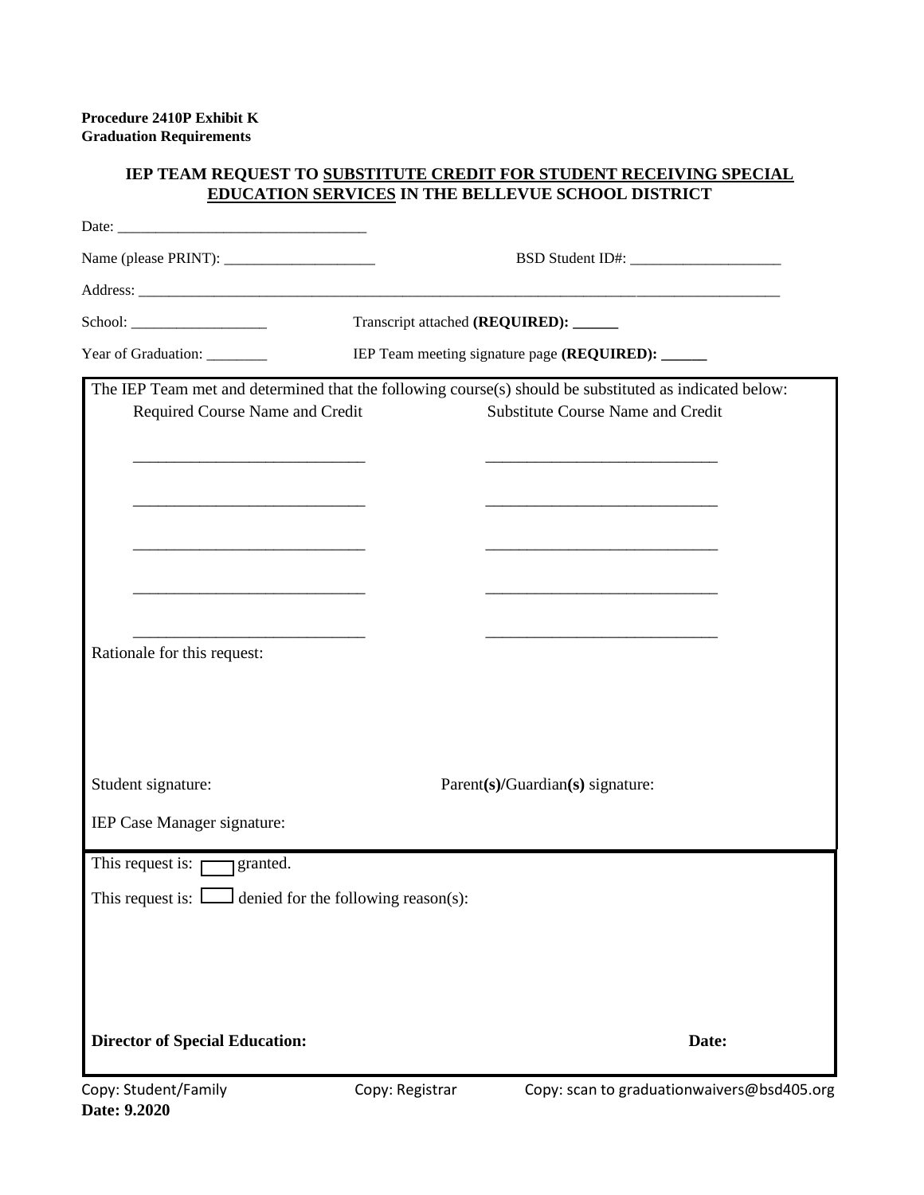**Procedure 2410P Exhibit K**
**Graduation Requirements**

## IEP TEAM REQUEST TO <u>SUBSTITUTE CREDIT FOR STUDENT RECEIVING SPECIAL EDUCATION SERVICES</u> IN THE BELLEVUE SCHOOL DISTRICT

Date: ________________________________

Name (please PRINT): ____________________ BSD Student ID#: ____________________

Address: ________________________________________________________________________________

School: __________________ Transcript attached **(REQUIRED): ______**

Year of Graduation: ________ IEP Team meeting signature page **(REQUIRED): ______**

The IEP Team met and determined that the following course(s) should be substituted as indicated below:

| Required Course Name and Credit | Substitute Course Name and Credit |
|---|---|
| ____________________________ | ____________________________ |
| ____________________________ | ____________________________ |
| ____________________________ | ____________________________ |
| ____________________________ | ____________________________ |
| ____________________________ | ____________________________ |

Rationale for this request:

Student signature: Parent**(s)/**Guardian**(s)** signature:

IEP Case Manager signature:

This request is: ☐ granted.

This request is: ☐ denied for the following reason(s):

**Director of Special Education:** **Date:**

Copy: Student/Family Copy: Registrar Copy: scan to graduationwaivers@bsd405.org

**Date: 9.2020**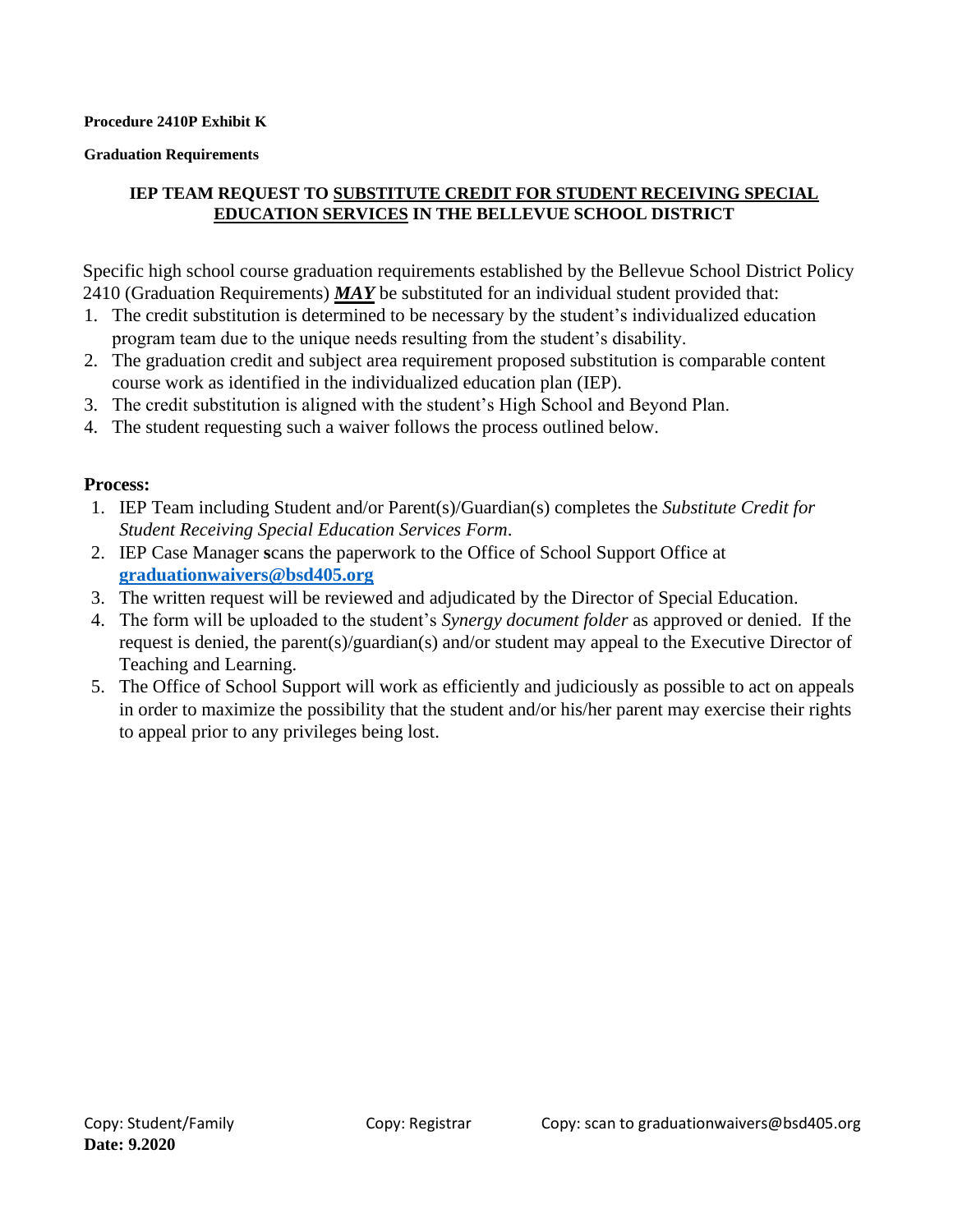**Procedure 2410P Exhibit K**

**Graduation Requirements**

**IEP TEAM REQUEST TO SUBSTITUTE CREDIT FOR STUDENT RECEIVING SPECIAL EDUCATION SERVICES IN THE BELLEVUE SCHOOL DISTRICT**

Specific high school course graduation requirements established by the Bellevue School District Policy 2410 (Graduation Requirements) ***MAY*** be substituted for an individual student provided that:

1. The credit substitution is determined to be necessary by the student's individualized education program team due to the unique needs resulting from the student's disability.
2. The graduation credit and subject area requirement proposed substitution is comparable content course work as identified in the individualized education plan (IEP).
3. The credit substitution is aligned with the student's High School and Beyond Plan.
4. The student requesting such a waiver follows the process outlined below.

**Process:**

1. IEP Team including Student and/or Parent(s)/Guardian(s) completes the *Substitute Credit for Student Receiving Special Education Services Form*.
2. IEP Case Manager **s**cans the paperwork to the Office of School Support Office at **graduationwaivers@bsd405.org**
3. The written request will be reviewed and adjudicated by the Director of Special Education.
4. The form will be uploaded to the student's *Synergy document folder* as approved or denied. If the request is denied, the parent(s)/guardian(s) and/or student may appeal to the Executive Director of Teaching and Learning.
5. The Office of School Support will work as efficiently and judiciously as possible to act on appeals in order to maximize the possibility that the student and/or his/her parent may exercise their rights to appeal prior to any privileges being lost.

Copy: Student/Family　　Copy: Registrar　　Copy: scan to graduationwaivers@bsd405.org

**Date: 9.2020**